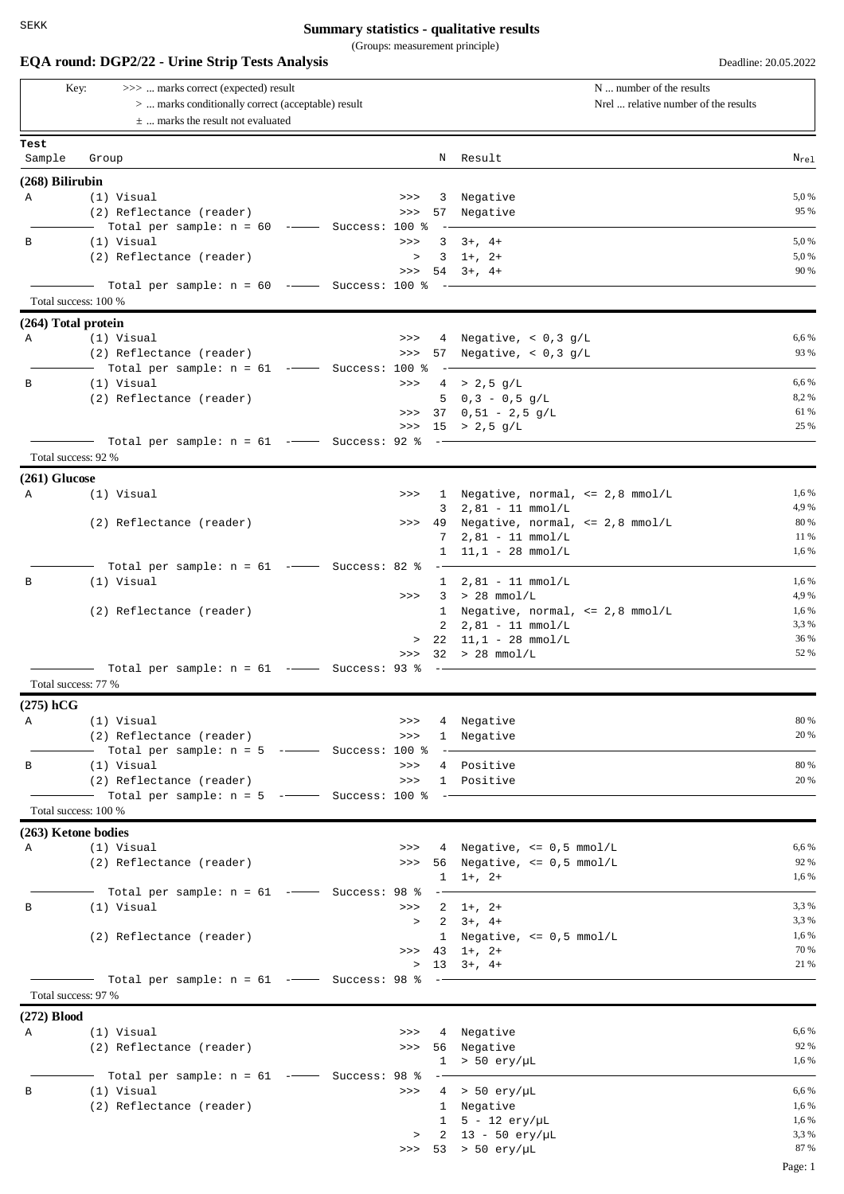SEKK

# Summary statistics - qualitative results

(Groups: measurement principle)

## EQA round: DGP2/22 - Urine Strip Tests Analysis

Deadline: 20.05.2022

Key:
- >>> ... marks correct (expected) result
- > ... marks conditionally correct (acceptable) result
- ± ... marks the result not evaluated

N ... number of the results
Nrel ... relative number of the results

| Test / Sample | Group | | N | Result | $N_{rel}$ |
|---|---|---|---|---|---|
| **(268) Bilirubin** | | | | | |
| A | (1) Visual | >>> | 3 | Negative | 5,0 % |
| | (2) Reflectance (reader) | >>> | 57 | Negative | 95 % |
| | Total per sample: n = 60 — Success: 100 % | | | | |
| B | (1) Visual | >>> | 3 | 3+, 4+ | 5,0 % |
| | (2) Reflectance (reader) | > | 3 | 1+, 2+ | 5,0 % |
| | | >>> | 54 | 3+, 4+ | 90 % |
| | Total per sample: n = 60 — Success: 100 % | | | | |
| Total success: 100 % | | | | | |
| **(264) Total protein** | | | | | |
| A | (1) Visual | >>> | 4 | Negative, < 0,3 g/L | 6,6 % |
| | (2) Reflectance (reader) | >>> | 57 | Negative, < 0,3 g/L | 93 % |
| | Total per sample: n = 61 — Success: 100 % | | | | |
| B | (1) Visual | >>> | 4 | > 2,5 g/L | 6,6 % |
| | (2) Reflectance (reader) | | 5 | 0,3 - 0,5 g/L | 8,2 % |
| | | >>> | 37 | 0,51 - 2,5 g/L | 61 % |
| | | >>> | 15 | > 2,5 g/L | 25 % |
| | Total per sample: n = 61 — Success: 92 % | | | | |
| Total success: 92 % | | | | | |
| **(261) Glucose** | | | | | |
| A | (1) Visual | >>> | 1 | Negative, normal, <= 2,8 mmol/L | 1,6 % |
| | | | 3 | 2,81 - 11 mmol/L | 4,9 % |
| | (2) Reflectance (reader) | >>> | 49 | Negative, normal, <= 2,8 mmol/L | 80 % |
| | | | 7 | 2,81 - 11 mmol/L | 11 % |
| | | | 1 | 11,1 - 28 mmol/L | 1,6 % |
| | Total per sample: n = 61 — Success: 82 % | | | | |
| B | (1) Visual | | 1 | 2,81 - 11 mmol/L | 1,6 % |
| | | >>> | 3 | > 28 mmol/L | 4,9 % |
| | (2) Reflectance (reader) | | 1 | Negative, normal, <= 2,8 mmol/L | 1,6 % |
| | | | 2 | 2,81 - 11 mmol/L | 3,3 % |
| | | > | 22 | 11,1 - 28 mmol/L | 36 % |
| | | >>> | 32 | > 28 mmol/L | 52 % |
| | Total per sample: n = 61 — Success: 93 % | | | | |
| Total success: 77 % | | | | | |
| **(275) hCG** | | | | | |
| A | (1) Visual | >>> | 4 | Negative | 80 % |
| | (2) Reflectance (reader) | >>> | 1 | Negative | 20 % |
| | Total per sample: n = 5 — Success: 100 % | | | | |
| B | (1) Visual | >>> | 4 | Positive | 80 % |
| | (2) Reflectance (reader) | >>> | 1 | Positive | 20 % |
| | Total per sample: n = 5 — Success: 100 % | | | | |
| Total success: 100 % | | | | | |
| **(263) Ketone bodies** | | | | | |
| A | (1) Visual | >>> | 4 | Negative, <= 0,5 mmol/L | 6,6 % |
| | (2) Reflectance (reader) | >>> | 56 | Negative, <= 0,5 mmol/L | 92 % |
| | | | 1 | 1+, 2+ | 1,6 % |
| | Total per sample: n = 61 — Success: 98 % | | | | |
| B | (1) Visual | >>> | 2 | 1+, 2+ | 3,3 % |
| | | > | 2 | 3+, 4+ | 3,3 % |
| | (2) Reflectance (reader) | | 1 | Negative, <= 0,5 mmol/L | 1,6 % |
| | | >>> | 43 | 1+, 2+ | 70 % |
| | | > | 13 | 3+, 4+ | 21 % |
| | Total per sample: n = 61 — Success: 98 % | | | | |
| Total success: 97 % | | | | | |
| **(272) Blood** | | | | | |
| A | (1) Visual | >>> | 4 | Negative | 6,6 % |
| | (2) Reflectance (reader) | >>> | 56 | Negative | 92 % |
| | | | 1 | > 50 ery/µL | 1,6 % |
| | Total per sample: n = 61 — Success: 98 % | | | | |
| B | (1) Visual | >>> | 4 | > 50 ery/µL | 6,6 % |
| | (2) Reflectance (reader) | | 1 | Negative | 1,6 % |
| | | | 1 | 5 - 12 ery/µL | 1,6 % |
| | | > | 2 | 13 - 50 ery/µL | 3,3 % |
| | | >>> | 53 | > 50 ery/µL | 87 % |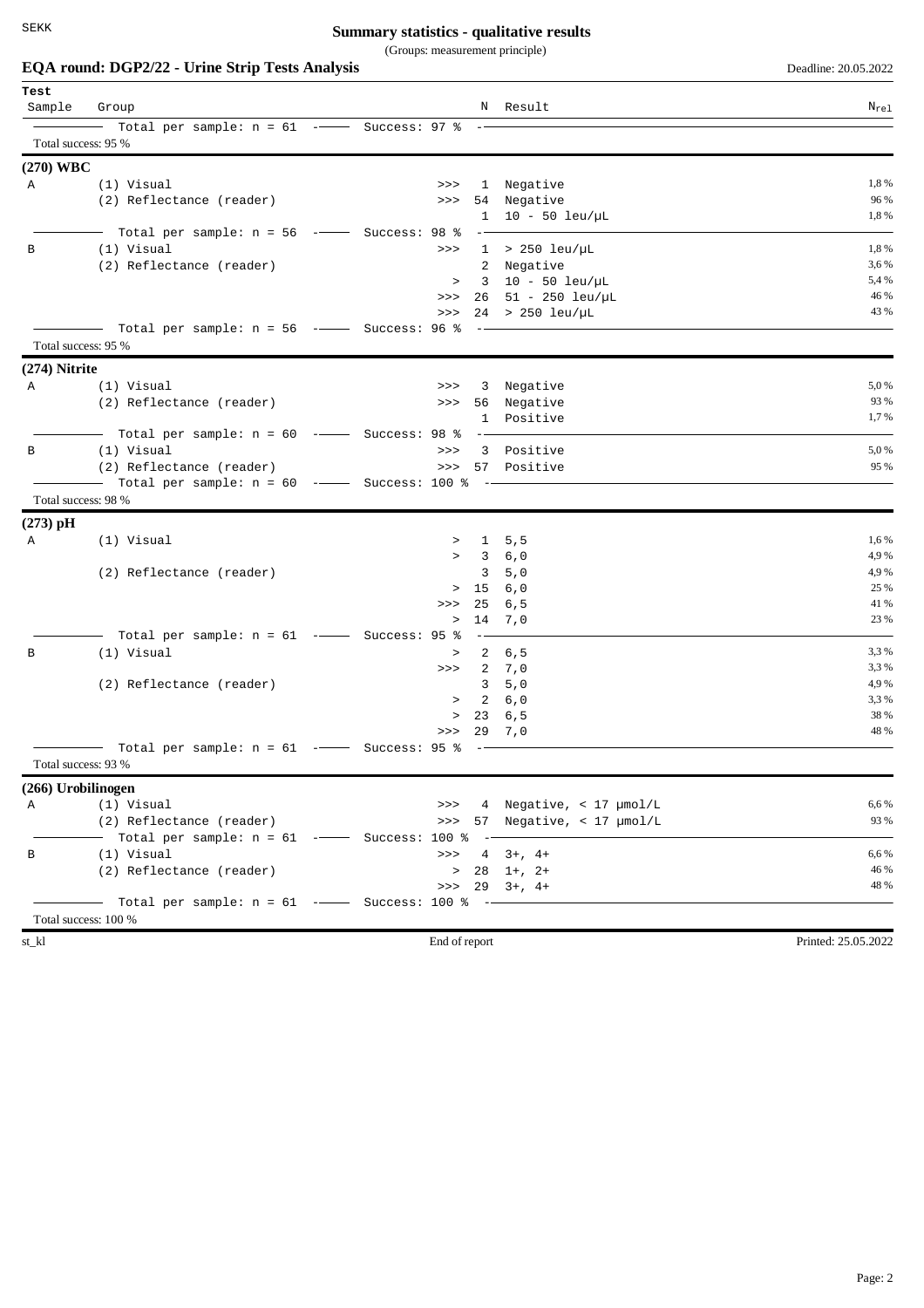# Summary statistics - qualitative results

(Groups: measurement principle)

## EQA round: DGP2/22 - Urine Strip Tests Analysis

Deadline: 20.05.2022

| Test Sample | Group | | N | Result | $N_{rel}$ |
|---|---|---|---|---|---|
| | Total per sample: n = 61 | Success: 97 % | | | |
| Total success: 95 % | | | | | |

### (270) WBC

| Sample | Group | | N | Result | $N_{rel}$ |
|---|---|---|---|---|---|
| A | (1) Visual | >>> | 1 | Negative | 1,8 % |
| | (2) Reflectance (reader) | >>> | 54 | Negative | 96 % |
| | | | 1 | 10 - 50 leu/µL | 1,8 % |
| | Total per sample: n = 56 | Success: 98 % | | | |
| B | (1) Visual | >>> | 1 | > 250 leu/µL | 1,8 % |
| | (2) Reflectance (reader) | | 2 | Negative | 3,6 % |
| | | > | 3 | 10 - 50 leu/µL | 5,4 % |
| | | >>> | 26 | 51 - 250 leu/µL | 46 % |
| | | >>> | 24 | > 250 leu/µL | 43 % |
| | Total per sample: n = 56 | Success: 96 % | | | |
| Total success: 95 % | | | | | |

### (274) Nitrite

| Sample | Group | | N | Result | $N_{rel}$ |
|---|---|---|---|---|---|
| A | (1) Visual | >>> | 3 | Negative | 5,0 % |
| | (2) Reflectance (reader) | >>> | 56 | Negative | 93 % |
| | | | 1 | Positive | 1,7 % |
| | Total per sample: n = 60 | Success: 98 % | | | |
| B | (1) Visual | >>> | 3 | Positive | 5,0 % |
| | (2) Reflectance (reader) | >>> | 57 | Positive | 95 % |
| | Total per sample: n = 60 | Success: 100 % | | | |
| Total success: 98 % | | | | | |

### (273) pH

| Sample | Group | | N | Result | $N_{rel}$ |
|---|---|---|---|---|---|
| A | (1) Visual | > | 1 | 5,5 | 1,6 % |
| | | > | 3 | 6,0 | 4,9 % |
| | (2) Reflectance (reader) | | 3 | 5,0 | 4,9 % |
| | | > | 15 | 6,0 | 25 % |
| | | >>> | 25 | 6,5 | 41 % |
| | | > | 14 | 7,0 | 23 % |
| | Total per sample: n = 61 | Success: 95 % | | | |
| B | (1) Visual | > | 2 | 6,5 | 3,3 % |
| | | >>> | 2 | 7,0 | 3,3 % |
| | (2) Reflectance (reader) | | 3 | 5,0 | 4,9 % |
| | | > | 2 | 6,0 | 3,3 % |
| | | > | 23 | 6,5 | 38 % |
| | | >>> | 29 | 7,0 | 48 % |
| | Total per sample: n = 61 | Success: 95 % | | | |
| Total success: 93 % | | | | | |

### (266) Urobilinogen

| Sample | Group | | N | Result | $N_{rel}$ |
|---|---|---|---|---|---|
| A | (1) Visual | >>> | 4 | Negative, < 17 µmol/L | 6,6 % |
| | (2) Reflectance (reader) | >>> | 57 | Negative, < 17 µmol/L | 93 % |
| | Total per sample: n = 61 | Success: 100 % | | | |
| B | (1) Visual | >>> | 4 | 3+, 4+ | 6,6 % |
| | (2) Reflectance (reader) | > | 28 | 1+, 2+ | 46 % |
| | | >>> | 29 | 3+, 4+ | 48 % |
| | Total per sample: n = 61 | Success: 100 % | | | |
| Total success: 100 % | | | | | |

End of report

Printed: 25.05.2022